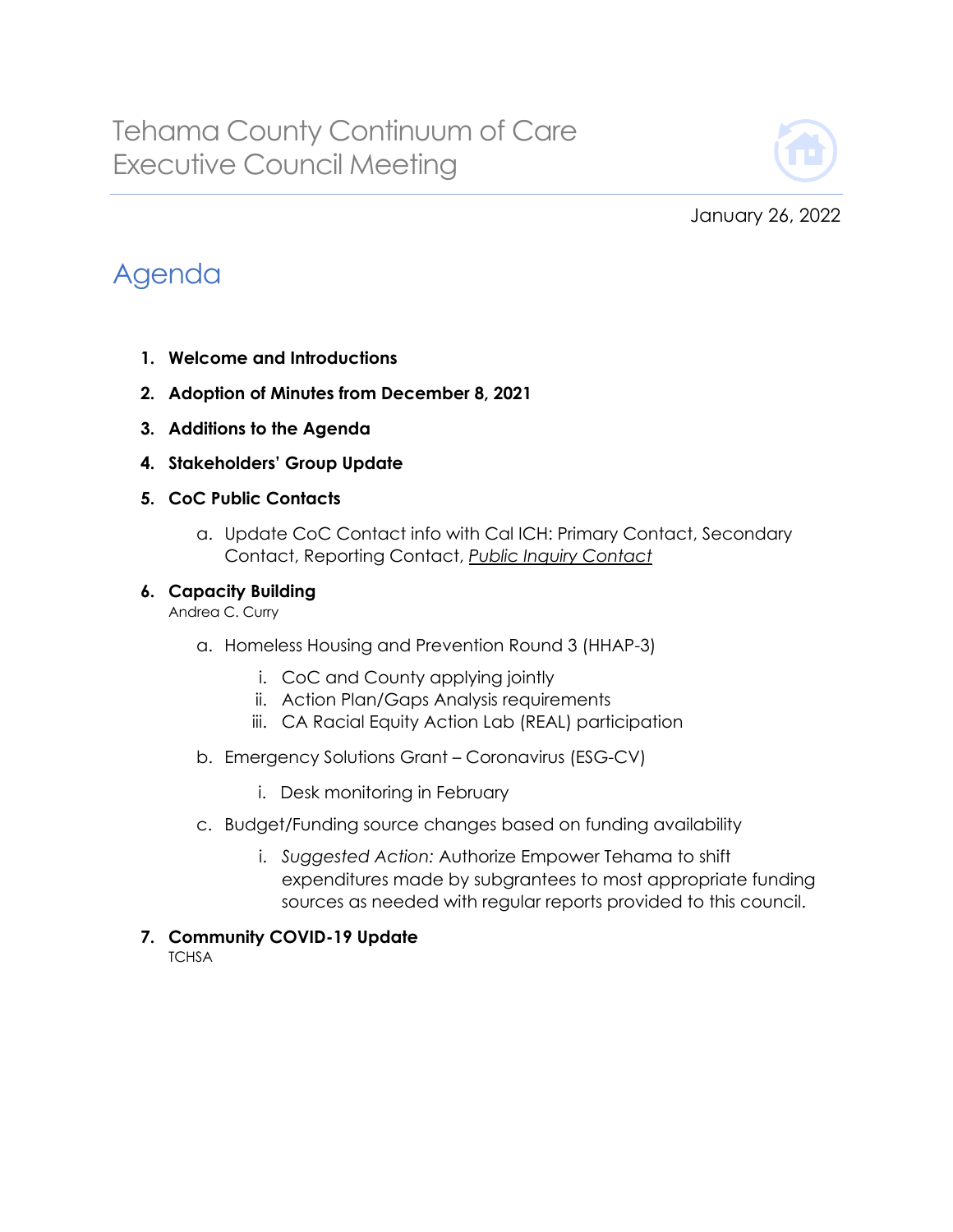# Tehama County Continuum of Care Executive Council Meeting

January 26, 2022

## Agenda

1. **Welcome and Introductions**
2. **Adoption of Minutes from December 8, 2021**
3. **Additions to the Agenda**
4. **Stakeholders' Group Update**
5. **CoC Public Contacts**
   a. Update CoC Contact info with Cal ICH: Primary Contact, Secondary Contact, Reporting Contact, *Public Inquiry Contact*
6. **Capacity Building**
   Andrea C. Curry
   a. Homeless Housing and Prevention Round 3 (HHAP-3)
      i. CoC and County applying jointly
      ii. Action Plan/Gaps Analysis requirements
      iii. CA Racial Equity Action Lab (REAL) participation
   b. Emergency Solutions Grant – Coronavirus (ESG-CV)
      i. Desk monitoring in February
   c. Budget/Funding source changes based on funding availability
      i. *Suggested Action:* Authorize Empower Tehama to shift expenditures made by subgrantees to most appropriate funding sources as needed with regular reports provided to this council.
7. **Community COVID-19 Update**
   TCHSA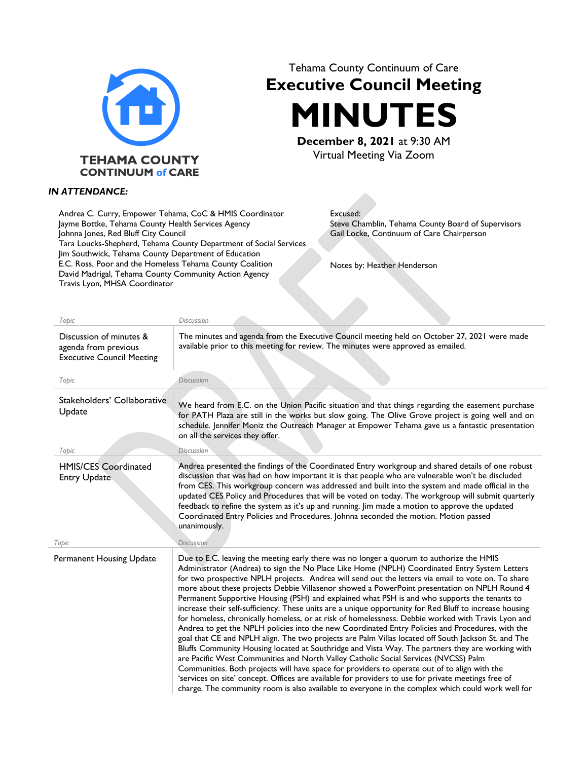Tehama County Continuum of Care

# Executive Council Meeting

# MINUTES

**December 8, 2021** at 9:30 AM
Virtual Meeting Via Zoom

**TEHAMA COUNTY CONTINUUM of CARE**

***IN ATTENDANCE:***

Andrea C. Curry, Empower Tehama, CoC & HMIS Coordinator
Jayme Bottke, Tehama County Health Services Agency
Johnna Jones, Red Bluff City Council
Tara Loucks-Shepherd, Tehama County Department of Social Services
Jim Southwick, Tehama County Department of Education
E.C. Ross, Poor and the Homeless Tehama County Coalition
David Madrigal, Tehama County Community Action Agency
Travis Lyon, MHSA Coordinator

Excused:
Steve Chamblin, Tehama County Board of Supervisors
Gail Locke, Continuum of Care Chairperson

Notes by: Heather Henderson

| Topic | Discussion |
|---|---|
| Discussion of minutes & agenda from previous Executive Council Meeting | The minutes and agenda from the Executive Council meeting held on October 27, 2021 were made available prior to this meeting for review. The minutes were approved as emailed. |
| Stakeholders' Collaborative Update | We heard from E.C. on the Union Pacific situation and that things regarding the easement purchase for PATH Plaza are still in the works but slow going. The Olive Grove project is going well and on schedule. Jennifer Moniz the Outreach Manager at Empower Tehama gave us a fantastic presentation on all the services they offer. |
| HMIS/CES Coordinated Entry Update | Andrea presented the findings of the Coordinated Entry workgroup and shared details of one robust discussion that was had on how important it is that people who are vulnerable won't be discluded from CES. This workgroup concern was addressed and built into the system and made official in the updated CES Policy and Procedures that will be voted on today. The workgroup will submit quarterly feedback to refine the system as it's up and running. Jim made a motion to approve the updated Coordinated Entry Policies and Procedures. Johnna seconded the motion. Motion passed unanimously. |
| Permanent Housing Update | Due to E.C. leaving the meeting early there was no longer a quorum to authorize the HMIS Administrator (Andrea) to sign the No Place Like Home (NPLH) Coordinated Entry System Letters for two prospective NPLH projects. Andrea will send out the letters via email to vote on. To share more about these projects Debbie Villasenor showed a PowerPoint presentation on NPLH Round 4 Permanent Supportive Housing (PSH) and explained what PSH is and who supports the tenants to increase their self-sufficiency. These units are a unique opportunity for Red Bluff to increase housing for homeless, chronically homeless, or at risk of homelessness. Debbie worked with Travis Lyon and Andrea to get the NPLH policies into the new Coordinated Entry Policies and Procedures, with the goal that CE and NPLH align. The two projects are Palm Villas located off South Jackson St. and The Bluffs Community Housing located at Southridge and Vista Way. The partners they are working with are Pacific West Communities and North Valley Catholic Social Services (NVCSS) Palm Communities. Both projects will have space for providers to operate out of to align with the 'services on site' concept. Offices are available for providers to use for private meetings free of charge. The community room is also available to everyone in the complex which could work well for |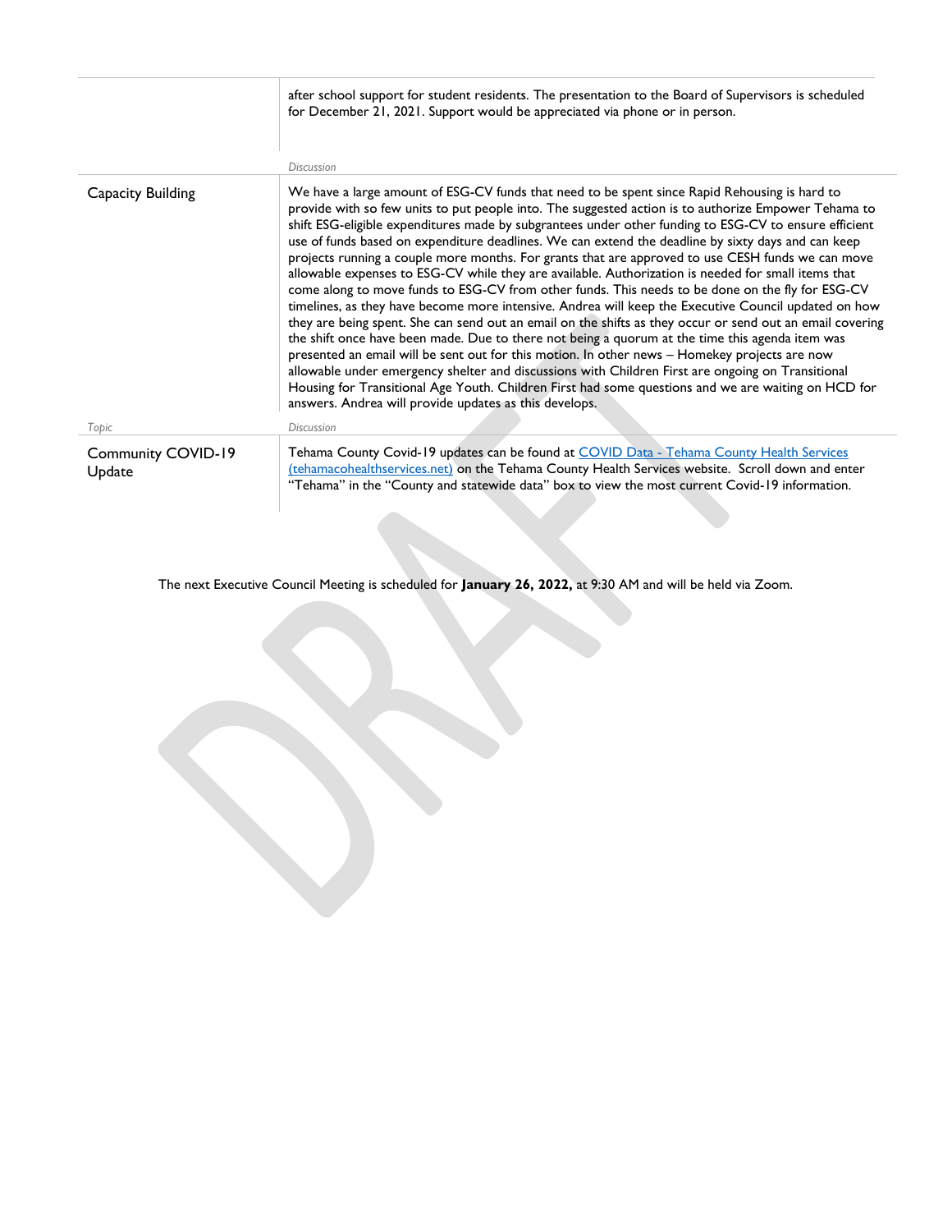| | |
|---|---|
| | after school support for student residents. The presentation to the Board of Supervisors is scheduled for December 21, 2021. Support would be appreciated via phone or in person. |
| | *Discussion* |
| Capacity Building | We have a large amount of ESG-CV funds that need to be spent since Rapid Rehousing is hard to provide with so few units to put people into. The suggested action is to authorize Empower Tehama to shift ESG-eligible expenditures made by subgrantees under other funding to ESG-CV to ensure efficient use of funds based on expenditure deadlines. We can extend the deadline by sixty days and can keep projects running a couple more months. For grants that are approved to use CESH funds we can move allowable expenses to ESG-CV while they are available. Authorization is needed for small items that come along to move funds to ESG-CV from other funds. This needs to be done on the fly for ESG-CV timelines, as they have become more intensive. Andrea will keep the Executive Council updated on how they are being spent. She can send out an email on the shifts as they occur or send out an email covering the shift once have been made. Due to there not being a quorum at the time this agenda item was presented an email will be sent out for this motion. In other news – Homekey projects are now allowable under emergency shelter and discussions with Children First are ongoing on Transitional Housing for Transitional Age Youth. Children First had some questions and we are waiting on HCD for answers. Andrea will provide updates as this develops. |
| *Topic* | *Discussion* |
| Community COVID-19 Update | Tehama County Covid-19 updates can be found at [COVID Data - Tehama County Health Services (tehamacohealthservices.net)](tehamacohealthservices.net) on the Tehama County Health Services website. Scroll down and enter "Tehama" in the "County and statewide data" box to view the most current Covid-19 information. |

The next Executive Council Meeting is scheduled for **January 26, 2022,** at 9:30 AM and will be held via Zoom.